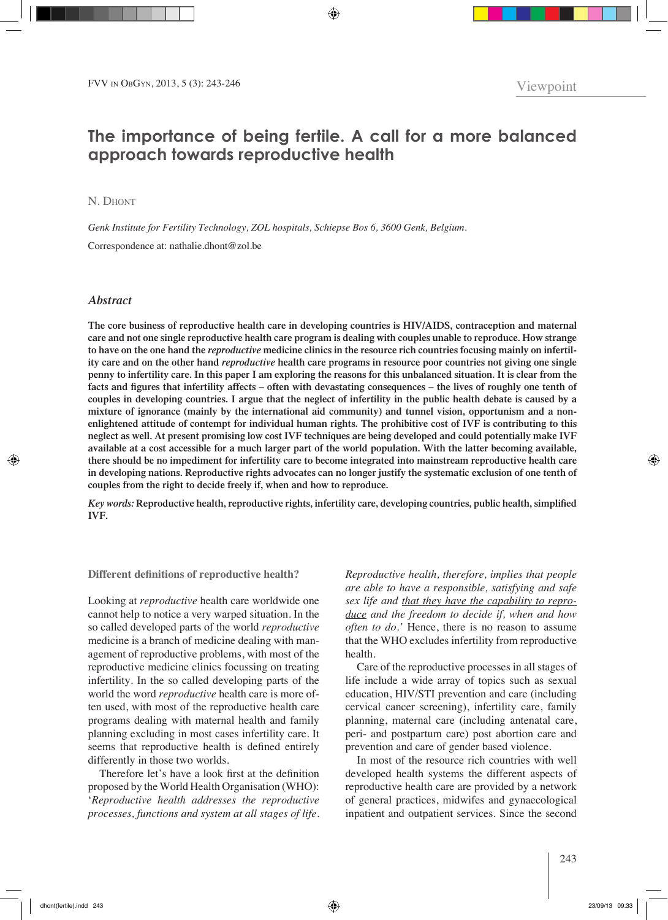Viewpoint

# The importance of being fertile. A call for a more balanced approach towards reproductive health

N. Dhont

*Genk Institute for Fertility Technology, ZOL hospitals, Schiepse Bos 6, 3600 Genk, Belgium.*

Correspondence at: nathalie.dhont@zol.be

## *Abstract*

**The core business of reproductive health care in developing countries is HIV/AIDS, contraception and maternal care and not one single reproductive health care program is dealing with couples unable to reproduce. How strange to have on the one hand the *reproductive* medicine clinics in the resource rich countries focusing mainly on infertility care and on the other hand *reproductive* health care programs in resource poor countries not giving one single penny to infertility care. In this paper I am exploring the reasons for this unbalanced situation. It is clear from the facts and figures that infertility affects – often with devastating consequences – the lives of roughly one tenth of couples in developing countries. I argue that the neglect of infertility in the public health debate is caused by a mixture of ignorance (mainly by the international aid community) and tunnel vision, opportunism and a non-enlightened attitude of contempt for individual human rights. The prohibitive cost of IVF is contributing to this neglect as well. At present promising low cost IVF techniques are being developed and could potentially make IVF available at a cost accessible for a much larger part of the world population. With the latter becoming available, there should be no impediment for infertility care to become integrated into mainstream reproductive health care in developing nations. Reproductive rights advocates can no longer justify the systematic exclusion of one tenth of couples from the right to decide freely if, when and how to reproduce.**

***Key words:*** **Reproductive health, reproductive rights, infertility care, developing countries, public health, simplified IVF.**

### Different definitions of reproductive health?

Looking at *reproductive* health care worldwide one cannot help to notice a very warped situation. In the so called developed parts of the world *reproductive* medicine is a branch of medicine dealing with management of reproductive problems, with most of the reproductive medicine clinics focussing on treating infertility. In the so called developing parts of the world the word *reproductive* health care is more often used, with most of the reproductive health care programs dealing with maternal health and family planning excluding in most cases infertility care. It seems that reproductive health is defined entirely differently in those two worlds.

Therefore let's have a look first at the definition proposed by the World Health Organisation (WHO): '*Reproductive health addresses the reproductive processes, functions and system at all stages of life. Reproductive health, therefore, implies that people are able to have a responsible, satisfying and safe sex life and <u>that they have the capability to reproduce</u> and the freedom to decide if, when and how often to do.*' Hence, there is no reason to assume that the WHO excludes infertility from reproductive health.

Care of the reproductive processes in all stages of life include a wide array of topics such as sexual education, HIV/STI prevention and care (including cervical cancer screening), infertility care, family planning, maternal care (including antenatal care, peri- and postpartum care) post abortion care and prevention and care of gender based violence.

In most of the resource rich countries with well developed health systems the different aspects of reproductive health care are provided by a network of general practices, midwifes and gynaecological inpatient and outpatient services. Since the second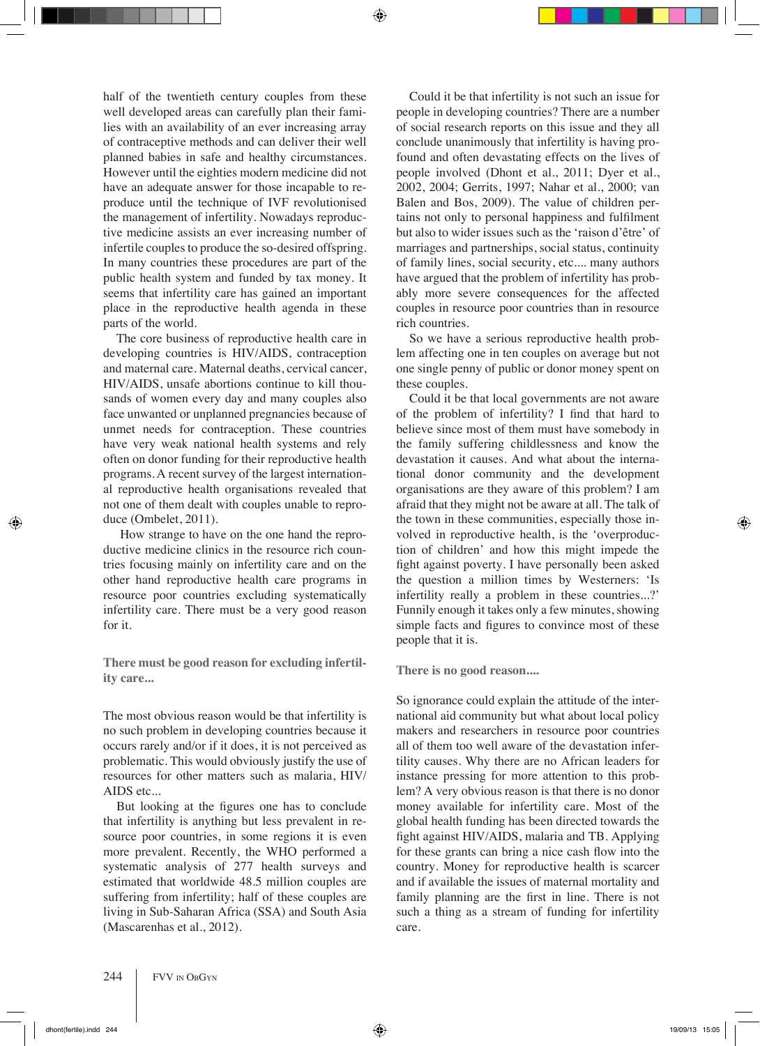half of the twentieth century couples from these well developed areas can carefully plan their families with an availability of an ever increasing array of contraceptive methods and can deliver their well planned babies in safe and healthy circumstances. However until the eighties modern medicine did not have an adequate answer for those incapable to reproduce until the technique of IVF revolutionised the management of infertility. Nowadays reproductive medicine assists an ever increasing number of infertile couples to produce the so-desired offspring. In many countries these procedures are part of the public health system and funded by tax money. It seems that infertility care has gained an important place in the reproductive health agenda in these parts of the world.

The core business of reproductive health care in developing countries is HIV/AIDS, contraception and maternal care. Maternal deaths, cervical cancer, HIV/AIDS, unsafe abortions continue to kill thousands of women every day and many couples also face unwanted or unplanned pregnancies because of unmet needs for contraception. These countries have very weak national health systems and rely often on donor funding for their reproductive health programs. A recent survey of the largest international reproductive health organisations revealed that not one of them dealt with couples unable to reproduce (Ombelet, 2011).

How strange to have on the one hand the reproductive medicine clinics in the resource rich countries focusing mainly on infertility care and on the other hand reproductive health care programs in resource poor countries excluding systematically infertility care. There must be a very good reason for it.

## There must be good reason for excluding infertility care...

The most obvious reason would be that infertility is no such problem in developing countries because it occurs rarely and/or if it does, it is not perceived as problematic. This would obviously justify the use of resources for other matters such as malaria, HIV/AIDS etc...

But looking at the figures one has to conclude that infertility is anything but less prevalent in resource poor countries, in some regions it is even more prevalent. Recently, the WHO performed a systematic analysis of 277 health surveys and estimated that worldwide 48.5 million couples are suffering from infertility; half of these couples are living in Sub-Saharan Africa (SSA) and South Asia (Mascarenhas et al., 2012).

Could it be that infertility is not such an issue for people in developing countries? There are a number of social research reports on this issue and they all conclude unanimously that infertility is having profound and often devastating effects on the lives of people involved (Dhont et al., 2011; Dyer et al., 2002, 2004; Gerrits, 1997; Nahar et al., 2000; van Balen and Bos, 2009). The value of children pertains not only to personal happiness and fulfilment but also to wider issues such as the 'raison d'être' of marriages and partnerships, social status, continuity of family lines, social security, etc.... many authors have argued that the problem of infertility has probably more severe consequences for the affected couples in resource poor countries than in resource rich countries.

So we have a serious reproductive health problem affecting one in ten couples on average but not one single penny of public or donor money spent on these couples.

Could it be that local governments are not aware of the problem of infertility? I find that hard to believe since most of them must have somebody in the family suffering childlessness and know the devastation it causes. And what about the international donor community and the development organisations are they aware of this problem? I am afraid that they might not be aware at all. The talk of the town in these communities, especially those involved in reproductive health, is the 'overproduction of children' and how this might impede the fight against poverty. I have personally been asked the question a million times by Westerners: 'Is infertility really a problem in these countries...?' Funnily enough it takes only a few minutes, showing simple facts and figures to convince most of these people that it is.

## There is no good reason....

So ignorance could explain the attitude of the international aid community but what about local policy makers and researchers in resource poor countries all of them too well aware of the devastation infertility causes. Why there are no African leaders for instance pressing for more attention to this problem? A very obvious reason is that there is no donor money available for infertility care. Most of the global health funding has been directed towards the fight against HIV/AIDS, malaria and TB. Applying for these grants can bring a nice cash flow into the country. Money for reproductive health is scarcer and if available the issues of maternal mortality and family planning are the first in line. There is not such a thing as a stream of funding for infertility care.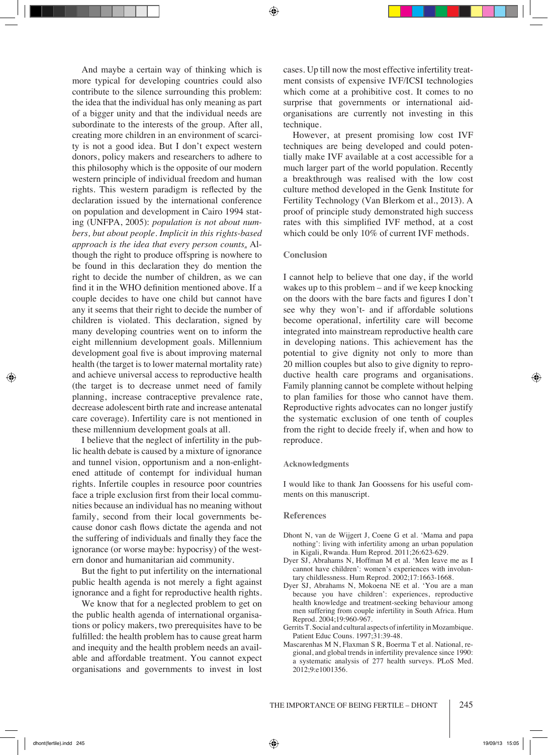And maybe a certain way of thinking which is more typical for developing countries could also contribute to the silence surrounding this problem: the idea that the individual has only meaning as part of a bigger unity and that the individual needs are subordinate to the interests of the group. After all, creating more children in an environment of scarcity is not a good idea. But I don't expect western donors, policy makers and researchers to adhere to this philosophy which is the opposite of our modern western principle of individual freedom and human rights. This western paradigm is reflected by the declaration issued by the international conference on population and development in Cairo 1994 stating (UNFPA, 2005): *population is not about numbers, but about people. Implicit in this rights-based approach is the idea that every person counts.* Although the right to produce offspring is nowhere to be found in this declaration they do mention the right to decide the number of children, as we can find it in the WHO definition mentioned above. If a couple decides to have one child but cannot have any it seems that their right to decide the number of children is violated. This declaration, signed by many developing countries went on to inform the eight millennium development goals. Millennium development goal five is about improving maternal health (the target is to lower maternal mortality rate) and achieve universal access to reproductive health (the target is to decrease unmet need of family planning, increase contraceptive prevalence rate, decrease adolescent birth rate and increase antenatal care coverage). Infertility care is not mentioned in these millennium development goals at all.

I believe that the neglect of infertility in the public health debate is caused by a mixture of ignorance and tunnel vision, opportunism and a non-enlightened attitude of contempt for individual human rights. Infertile couples in resource poor countries face a triple exclusion first from their local communities because an individual has no meaning without family, second from their local governments because donor cash flows dictate the agenda and not the suffering of individuals and finally they face the ignorance (or worse maybe: hypocrisy) of the western donor and humanitarian aid community.

But the fight to put infertility on the international public health agenda is not merely a fight against ignorance and a fight for reproductive health rights.

We know that for a neglected problem to get on the public health agenda of international organisations or policy makers, two prerequisites have to be fulfilled: the health problem has to cause great harm and inequity and the health problem needs an available and affordable treatment. You cannot expect organisations and governments to invest in lost cases. Up till now the most effective infertility treatment consists of expensive IVF/ICSI technologies which come at a prohibitive cost. It comes to no surprise that governments or international aid-organisations are currently not investing in this technique.

However, at present promising low cost IVF techniques are being developed and could potentially make IVF available at a cost accessible for a much larger part of the world population. Recently a breakthrough was realised with the low cost culture method developed in the Genk Institute for Fertility Technology (Van Blerkom et al., 2013). A proof of principle study demonstrated high success rates with this simplified IVF method, at a cost which could be only 10% of current IVF methods.

## Conclusion

I cannot help to believe that one day, if the world wakes up to this problem – and if we keep knocking on the doors with the bare facts and figures I don't see why they won't- and if affordable solutions become operational, infertility care will become integrated into mainstream reproductive health care in developing nations. This achievement has the potential to give dignity not only to more than 20 million couples but also to give dignity to reproductive health care programs and organisations. Family planning cannot be complete without helping to plan families for those who cannot have them. Reproductive rights advocates can no longer justify the systematic exclusion of one tenth of couples from the right to decide freely if, when and how to reproduce.

## Acknowledgments

I would like to thank Jan Goossens for his useful comments on this manuscript.

## References

- Dhont N, van de Wijgert J, Coene G et al. 'Mama and papa nothing': living with infertility among an urban population in Kigali, Rwanda. Hum Reprod. 2011;26:623-629.
- Dyer SJ, Abrahams N, Hoffman M et al. 'Men leave me as I cannot have children': women's experiences with involuntary childlessness. Hum Reprod. 2002;17:1663-1668.
- Dyer SJ, Abrahams N, Mokoena NE et al. 'You are a man because you have children': experiences, reproductive health knowledge and treatment-seeking behaviour among men suffering from couple infertility in South Africa. Hum Reprod. 2004;19:960-967.
- Gerrits T. Social and cultural aspects of infertility in Mozambique. Patient Educ Couns. 1997;31:39-48.
- Mascarenhas M N, Flaxman S R, Boerma T et al. National, regional, and global trends in infertility prevalence since 1990: a systematic analysis of 277 health surveys. PLoS Med. 2012;9:e1001356.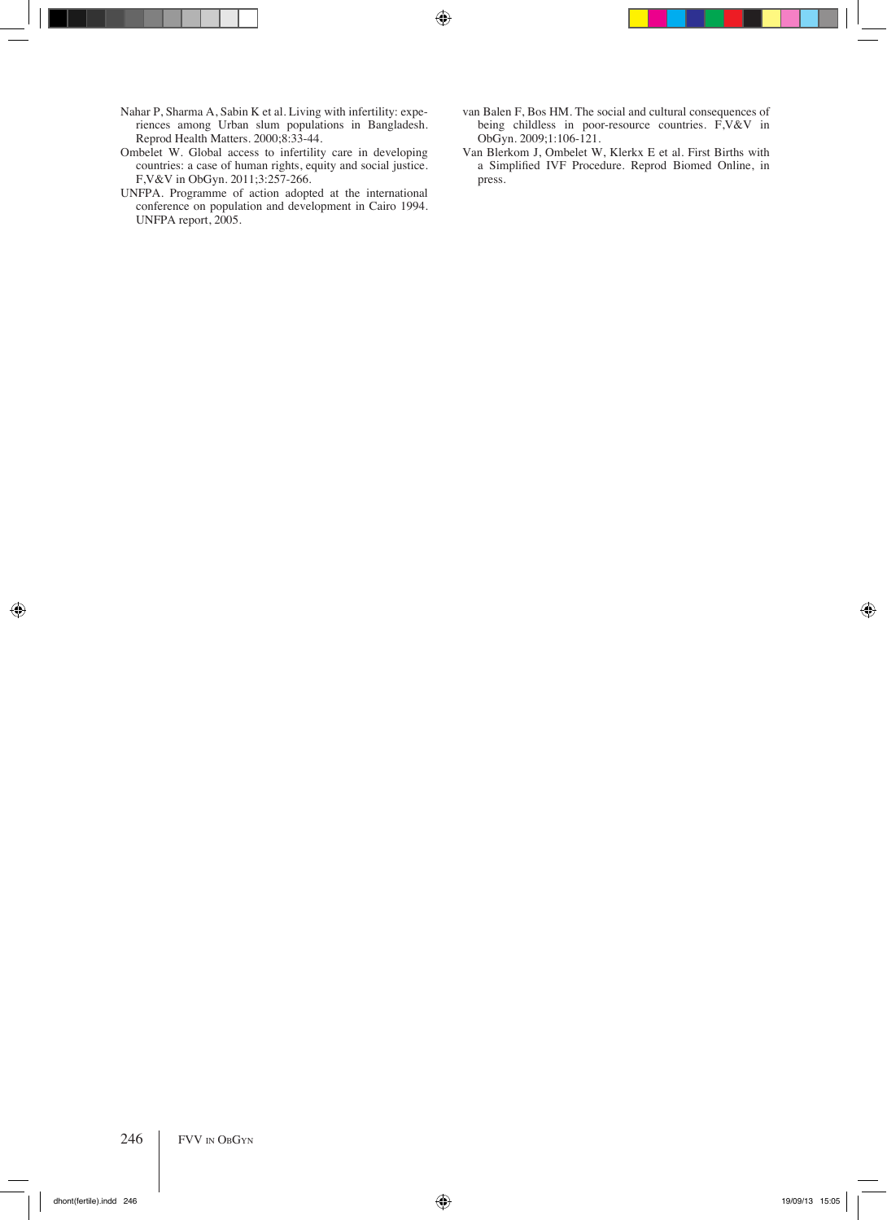Nahar P, Sharma A, Sabin K et al. Living with infertility: experiences among Urban slum populations in Bangladesh. Reprod Health Matters. 2000;8:33-44.

Ombelet W. Global access to infertility care in developing countries: a case of human rights, equity and social justice. F,V&V in ObGyn. 2011;3:257-266.

UNFPA. Programme of action adopted at the international conference on population and development in Cairo 1994. UNFPA report, 2005.

van Balen F, Bos HM. The social and cultural consequences of being childless in poor-resource countries. F,V&V in ObGyn. 2009;1:106-121.

Van Blerkom J, Ombelet W, Klerkx E et al. First Births with a Simplified IVF Procedure. Reprod Biomed Online, in press.